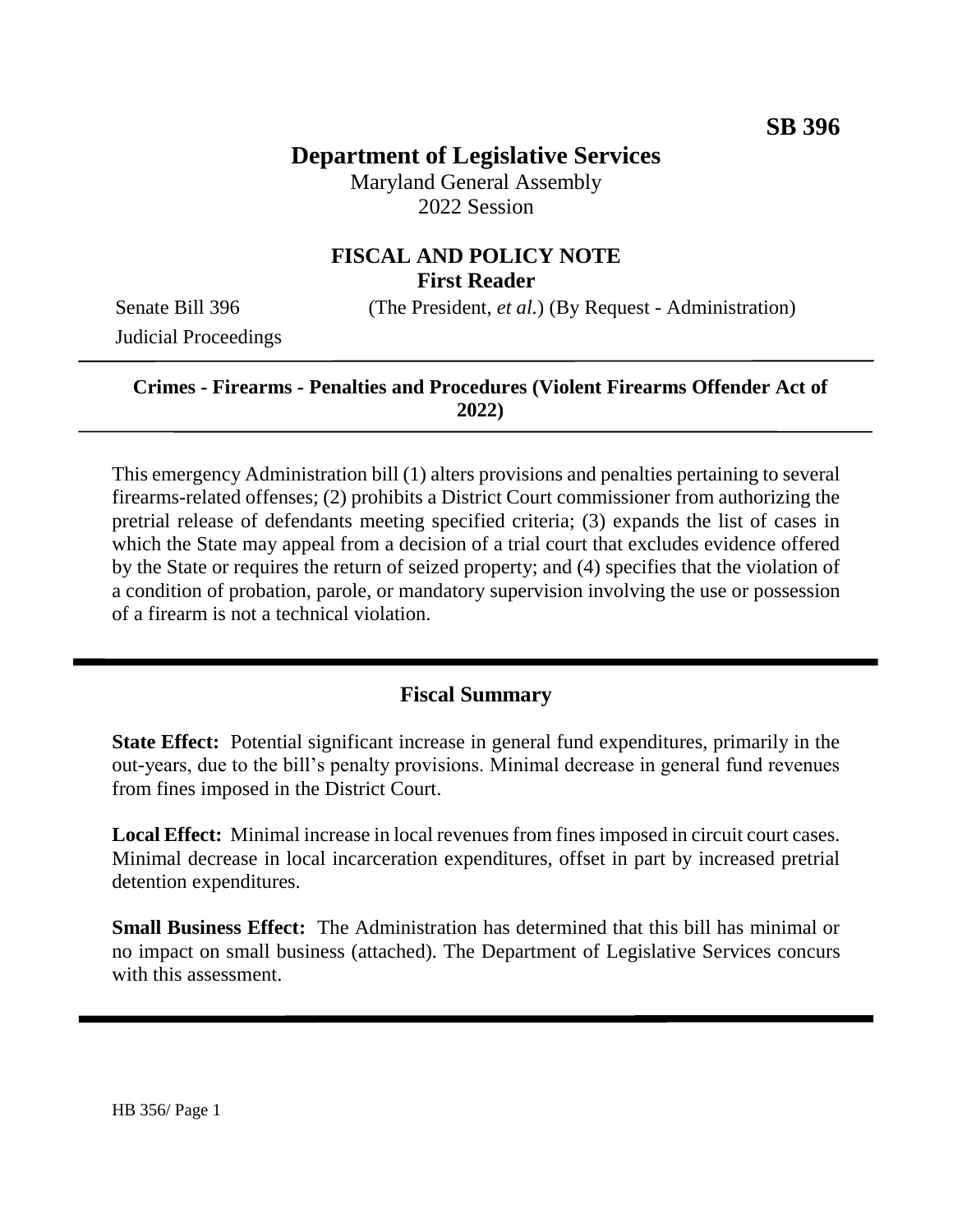**SB 396**

# Department of Legislative Services

Maryland General Assembly
2022 Session

## FISCAL AND POLICY NOTE
**First Reader**

Senate Bill 396 (The President, *et al.*) (By Request - Administration)
Judicial Proceedings

---

**Crimes - Firearms - Penalties and Procedures (Violent Firearms Offender Act of 2022)**

---

This emergency Administration bill (1) alters provisions and penalties pertaining to several firearms-related offenses; (2) prohibits a District Court commissioner from authorizing the pretrial release of defendants meeting specified criteria; (3) expands the list of cases in which the State may appeal from a decision of a trial court that excludes evidence offered by the State or requires the return of seized property; and (4) specifies that the violation of a condition of probation, parole, or mandatory supervision involving the use or possession of a firearm is not a technical violation.

---

## Fiscal Summary

**State Effect:** Potential significant increase in general fund expenditures, primarily in the out-years, due to the bill's penalty provisions. Minimal decrease in general fund revenues from fines imposed in the District Court.

**Local Effect:** Minimal increase in local revenues from fines imposed in circuit court cases. Minimal decrease in local incarceration expenditures, offset in part by increased pretrial detention expenditures.

**Small Business Effect:** The Administration has determined that this bill has minimal or no impact on small business (attached). The Department of Legislative Services concurs with this assessment.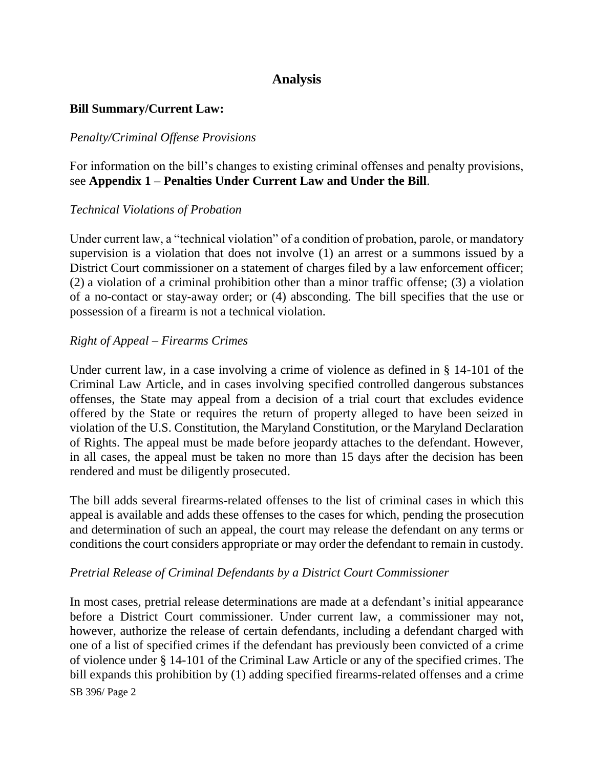## Analysis

**Bill Summary/Current Law:**

*Penalty/Criminal Offense Provisions*

For information on the bill's changes to existing criminal offenses and penalty provisions, see **Appendix 1 – Penalties Under Current Law and Under the Bill**.

*Technical Violations of Probation*

Under current law, a "technical violation" of a condition of probation, parole, or mandatory supervision is a violation that does not involve (1) an arrest or a summons issued by a District Court commissioner on a statement of charges filed by a law enforcement officer; (2) a violation of a criminal prohibition other than a minor traffic offense; (3) a violation of a no-contact or stay-away order; or (4) absconding. The bill specifies that the use or possession of a firearm is not a technical violation.

*Right of Appeal – Firearms Crimes*

Under current law, in a case involving a crime of violence as defined in § 14-101 of the Criminal Law Article, and in cases involving specified controlled dangerous substances offenses, the State may appeal from a decision of a trial court that excludes evidence offered by the State or requires the return of property alleged to have been seized in violation of the U.S. Constitution, the Maryland Constitution, or the Maryland Declaration of Rights. The appeal must be made before jeopardy attaches to the defendant. However, in all cases, the appeal must be taken no more than 15 days after the decision has been rendered and must be diligently prosecuted.

The bill adds several firearms-related offenses to the list of criminal cases in which this appeal is available and adds these offenses to the cases for which, pending the prosecution and determination of such an appeal, the court may release the defendant on any terms or conditions the court considers appropriate or may order the defendant to remain in custody.

*Pretrial Release of Criminal Defendants by a District Court Commissioner*

In most cases, pretrial release determinations are made at a defendant's initial appearance before a District Court commissioner. Under current law, a commissioner may not, however, authorize the release of certain defendants, including a defendant charged with one of a list of specified crimes if the defendant has previously been convicted of a crime of violence under § 14-101 of the Criminal Law Article or any of the specified crimes. The bill expands this prohibition by (1) adding specified firearms-related offenses and a crime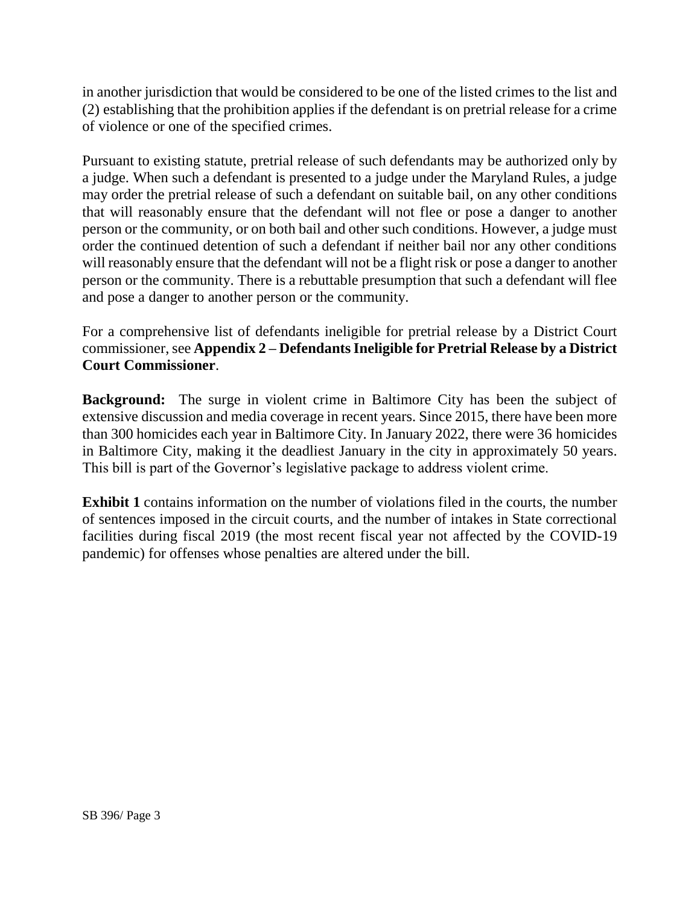in another jurisdiction that would be considered to be one of the listed crimes to the list and (2) establishing that the prohibition applies if the defendant is on pretrial release for a crime of violence or one of the specified crimes.

Pursuant to existing statute, pretrial release of such defendants may be authorized only by a judge. When such a defendant is presented to a judge under the Maryland Rules, a judge may order the pretrial release of such a defendant on suitable bail, on any other conditions that will reasonably ensure that the defendant will not flee or pose a danger to another person or the community, or on both bail and other such conditions. However, a judge must order the continued detention of such a defendant if neither bail nor any other conditions will reasonably ensure that the defendant will not be a flight risk or pose a danger to another person or the community. There is a rebuttable presumption that such a defendant will flee and pose a danger to another person or the community.

For a comprehensive list of defendants ineligible for pretrial release by a District Court commissioner, see **Appendix 2 – Defendants Ineligible for Pretrial Release by a District Court Commissioner**.

**Background:** The surge in violent crime in Baltimore City has been the subject of extensive discussion and media coverage in recent years. Since 2015, there have been more than 300 homicides each year in Baltimore City. In January 2022, there were 36 homicides in Baltimore City, making it the deadliest January in the city in approximately 50 years. This bill is part of the Governor's legislative package to address violent crime.

**Exhibit 1** contains information on the number of violations filed in the courts, the number of sentences imposed in the circuit courts, and the number of intakes in State correctional facilities during fiscal 2019 (the most recent fiscal year not affected by the COVID-19 pandemic) for offenses whose penalties are altered under the bill.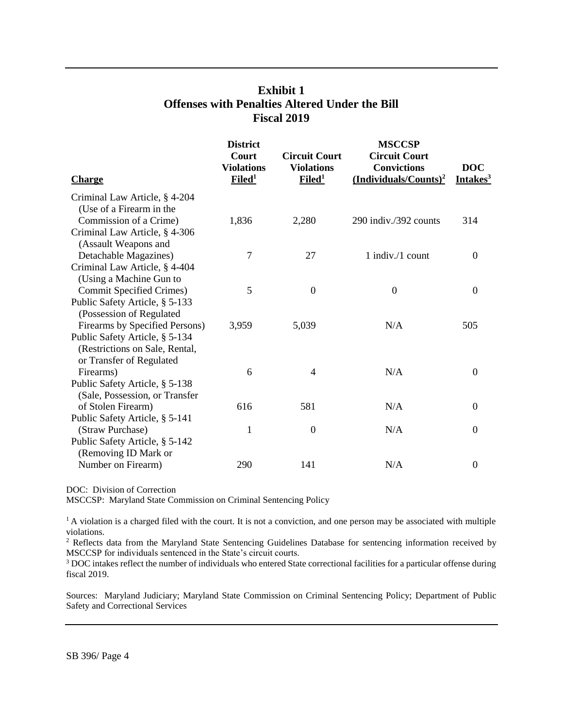## Exhibit 1
## Offenses with Penalties Altered Under the Bill
## Fiscal 2019

| Charge | District Court Violations Filed[1] | Circuit Court Violations Filed[1] | MSCCSP Circuit Court Convictions (Individuals/Counts)[2] | DOC Intakes[3] |
|---|---|---|---|---|
| Criminal Law Article, § 4-204 (Use of a Firearm in the Commission of a Crime) | 1,836 | 2,280 | 290 indiv./392 counts | 314 |
| Criminal Law Article, § 4-306 (Assault Weapons and Detachable Magazines) | 7 | 27 | 1 indiv./1 count | 0 |
| Criminal Law Article, § 4-404 (Using a Machine Gun to Commit Specified Crimes) | 5 | 0 | 0 | 0 |
| Public Safety Article, § 5-133 (Possession of Regulated Firearms by Specified Persons) | 3,959 | 5,039 | N/A | 505 |
| Public Safety Article, § 5-134 (Restrictions on Sale, Rental, or Transfer of Regulated Firearms) | 6 | 4 | N/A | 0 |
| Public Safety Article, § 5-138 (Sale, Possession, or Transfer of Stolen Firearm) | 616 | 581 | N/A | 0 |
| Public Safety Article, § 5-141 (Straw Purchase) | 1 | 0 | N/A | 0 |
| Public Safety Article, § 5-142 (Removing ID Mark or Number on Firearm) | 290 | 141 | N/A | 0 |

DOC: Division of Correction
MSCCSP: Maryland State Commission on Criminal Sentencing Policy

[1] A violation is a charged filed with the court. It is not a conviction, and one person may be associated with multiple violations.
[2] Reflects data from the Maryland State Sentencing Guidelines Database for sentencing information received by MSCCSP for individuals sentenced in the State's circuit courts.
[3] DOC intakes reflect the number of individuals who entered State correctional facilities for a particular offense during fiscal 2019.

Sources: Maryland Judiciary; Maryland State Commission on Criminal Sentencing Policy; Department of Public Safety and Correctional Services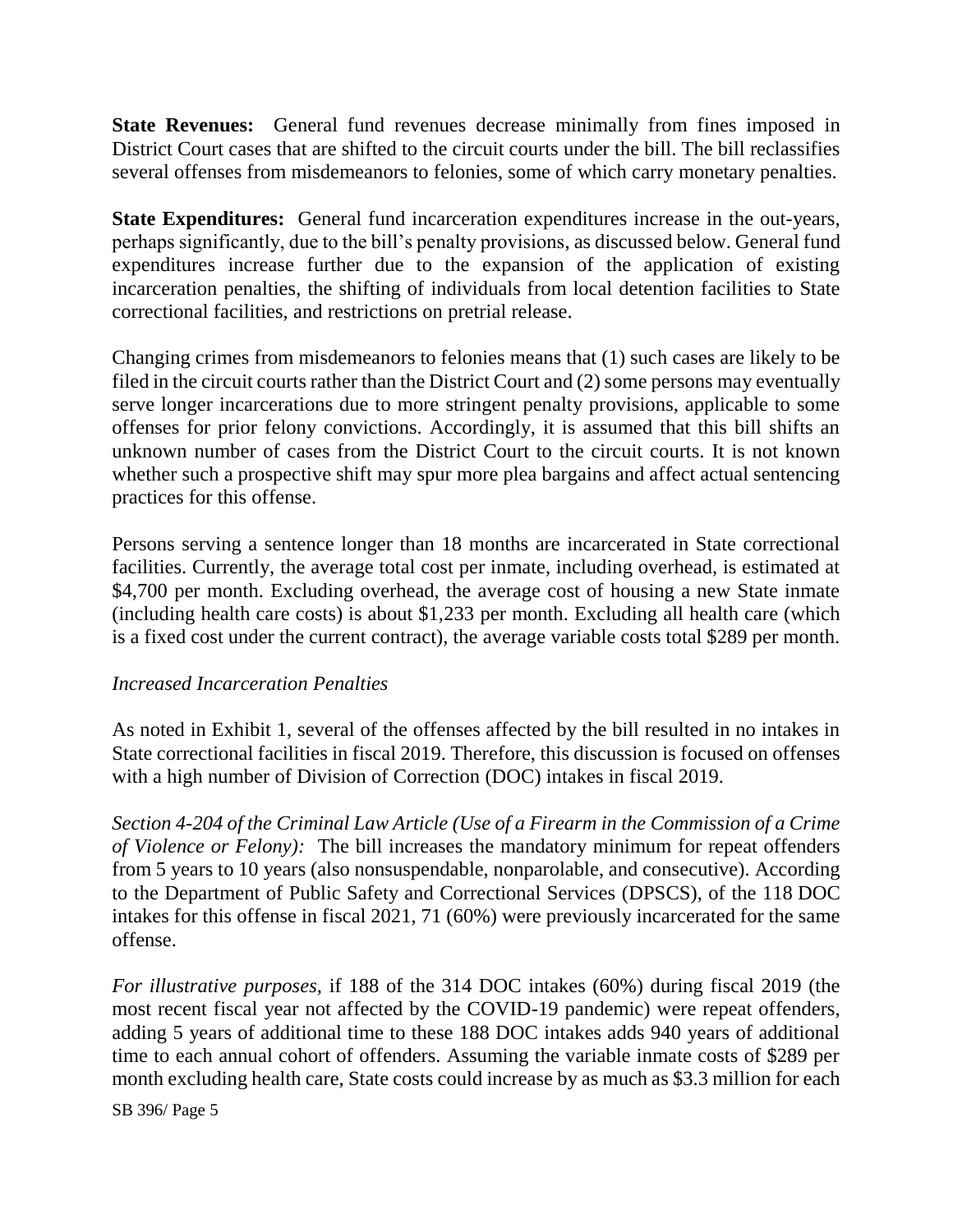**State Revenues:** General fund revenues decrease minimally from fines imposed in District Court cases that are shifted to the circuit courts under the bill. The bill reclassifies several offenses from misdemeanors to felonies, some of which carry monetary penalties.

**State Expenditures:** General fund incarceration expenditures increase in the out-years, perhaps significantly, due to the bill's penalty provisions, as discussed below. General fund expenditures increase further due to the expansion of the application of existing incarceration penalties, the shifting of individuals from local detention facilities to State correctional facilities, and restrictions on pretrial release.

Changing crimes from misdemeanors to felonies means that (1) such cases are likely to be filed in the circuit courts rather than the District Court and (2) some persons may eventually serve longer incarcerations due to more stringent penalty provisions, applicable to some offenses for prior felony convictions. Accordingly, it is assumed that this bill shifts an unknown number of cases from the District Court to the circuit courts. It is not known whether such a prospective shift may spur more plea bargains and affect actual sentencing practices for this offense.

Persons serving a sentence longer than 18 months are incarcerated in State correctional facilities. Currently, the average total cost per inmate, including overhead, is estimated at $4,700 per month. Excluding overhead, the average cost of housing a new State inmate (including health care costs) is about $1,233 per month. Excluding all health care (which is a fixed cost under the current contract), the average variable costs total $289 per month.

*Increased Incarceration Penalties*

As noted in Exhibit 1, several of the offenses affected by the bill resulted in no intakes in State correctional facilities in fiscal 2019. Therefore, this discussion is focused on offenses with a high number of Division of Correction (DOC) intakes in fiscal 2019.

*Section 4-204 of the Criminal Law Article (Use of a Firearm in the Commission of a Crime of Violence or Felony):* The bill increases the mandatory minimum for repeat offenders from 5 years to 10 years (also nonsuspendable, nonparolable, and consecutive). According to the Department of Public Safety and Correctional Services (DPSCS), of the 118 DOC intakes for this offense in fiscal 2021, 71 (60%) were previously incarcerated for the same offense.

*For illustrative purposes,* if 188 of the 314 DOC intakes (60%) during fiscal 2019 (the most recent fiscal year not affected by the COVID-19 pandemic) were repeat offenders, adding 5 years of additional time to these 188 DOC intakes adds 940 years of additional time to each annual cohort of offenders. Assuming the variable inmate costs of $289 per month excluding health care, State costs could increase by as much as $3.3 million for each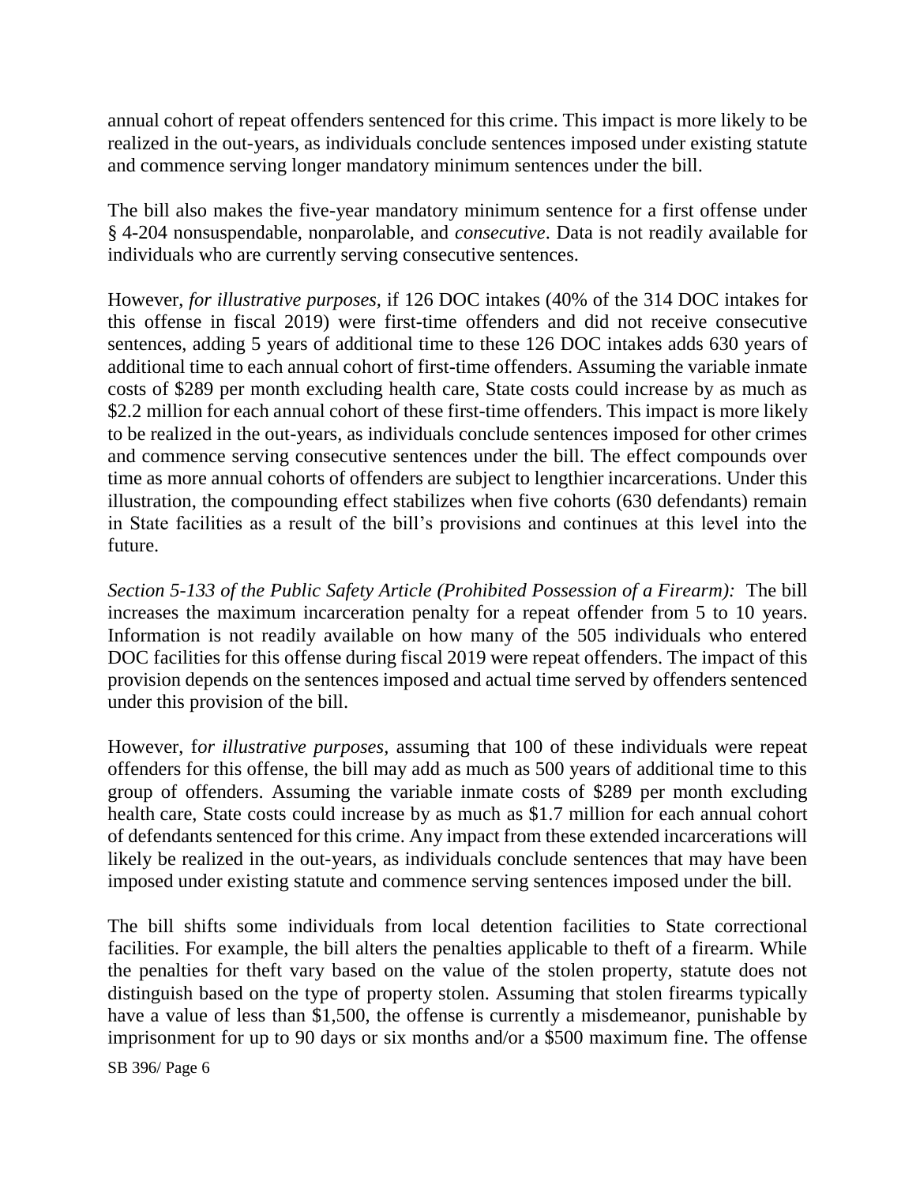annual cohort of repeat offenders sentenced for this crime. This impact is more likely to be realized in the out-years, as individuals conclude sentences imposed under existing statute and commence serving longer mandatory minimum sentences under the bill.

The bill also makes the five-year mandatory minimum sentence for a first offense under § 4-204 nonsuspendable, nonparolable, and *consecutive*. Data is not readily available for individuals who are currently serving consecutive sentences.

However, *for illustrative purposes,* if 126 DOC intakes (40% of the 314 DOC intakes for this offense in fiscal 2019) were first-time offenders and did not receive consecutive sentences, adding 5 years of additional time to these 126 DOC intakes adds 630 years of additional time to each annual cohort of first-time offenders. Assuming the variable inmate costs of $289 per month excluding health care, State costs could increase by as much as $2.2 million for each annual cohort of these first-time offenders. This impact is more likely to be realized in the out-years, as individuals conclude sentences imposed for other crimes and commence serving consecutive sentences under the bill. The effect compounds over time as more annual cohorts of offenders are subject to lengthier incarcerations. Under this illustration, the compounding effect stabilizes when five cohorts (630 defendants) remain in State facilities as a result of the bill's provisions and continues at this level into the future.

*Section 5-133 of the Public Safety Article (Prohibited Possession of a Firearm):* The bill increases the maximum incarceration penalty for a repeat offender from 5 to 10 years. Information is not readily available on how many of the 505 individuals who entered DOC facilities for this offense during fiscal 2019 were repeat offenders. The impact of this provision depends on the sentences imposed and actual time served by offenders sentenced under this provision of the bill.

However, f*or illustrative purposes,* assuming that 100 of these individuals were repeat offenders for this offense, the bill may add as much as 500 years of additional time to this group of offenders. Assuming the variable inmate costs of $289 per month excluding health care, State costs could increase by as much as $1.7 million for each annual cohort of defendants sentenced for this crime. Any impact from these extended incarcerations will likely be realized in the out-years, as individuals conclude sentences that may have been imposed under existing statute and commence serving sentences imposed under the bill.

The bill shifts some individuals from local detention facilities to State correctional facilities. For example, the bill alters the penalties applicable to theft of a firearm. While the penalties for theft vary based on the value of the stolen property, statute does not distinguish based on the type of property stolen. Assuming that stolen firearms typically have a value of less than $1,500, the offense is currently a misdemeanor, punishable by imprisonment for up to 90 days or six months and/or a $500 maximum fine. The offense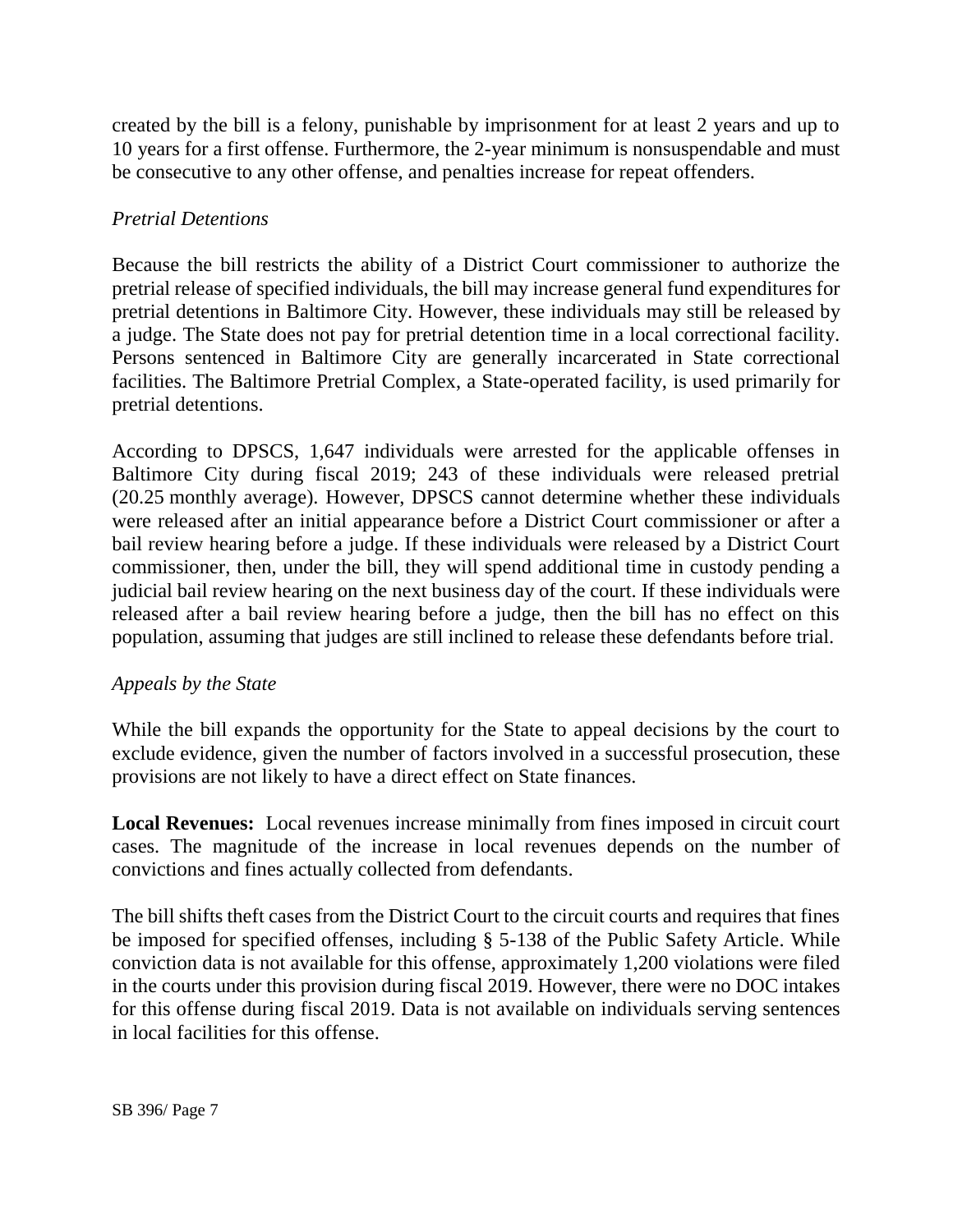created by the bill is a felony, punishable by imprisonment for at least 2 years and up to 10 years for a first offense. Furthermore, the 2-year minimum is nonsuspendable and must be consecutive to any other offense, and penalties increase for repeat offenders.

*Pretrial Detentions*

Because the bill restricts the ability of a District Court commissioner to authorize the pretrial release of specified individuals, the bill may increase general fund expenditures for pretrial detentions in Baltimore City. However, these individuals may still be released by a judge. The State does not pay for pretrial detention time in a local correctional facility. Persons sentenced in Baltimore City are generally incarcerated in State correctional facilities. The Baltimore Pretrial Complex, a State-operated facility, is used primarily for pretrial detentions.

According to DPSCS, 1,647 individuals were arrested for the applicable offenses in Baltimore City during fiscal 2019; 243 of these individuals were released pretrial (20.25 monthly average). However, DPSCS cannot determine whether these individuals were released after an initial appearance before a District Court commissioner or after a bail review hearing before a judge. If these individuals were released by a District Court commissioner, then, under the bill, they will spend additional time in custody pending a judicial bail review hearing on the next business day of the court. If these individuals were released after a bail review hearing before a judge, then the bill has no effect on this population, assuming that judges are still inclined to release these defendants before trial.

*Appeals by the State*

While the bill expands the opportunity for the State to appeal decisions by the court to exclude evidence, given the number of factors involved in a successful prosecution, these provisions are not likely to have a direct effect on State finances.

**Local Revenues:** Local revenues increase minimally from fines imposed in circuit court cases. The magnitude of the increase in local revenues depends on the number of convictions and fines actually collected from defendants.

The bill shifts theft cases from the District Court to the circuit courts and requires that fines be imposed for specified offenses, including § 5-138 of the Public Safety Article. While conviction data is not available for this offense, approximately 1,200 violations were filed in the courts under this provision during fiscal 2019. However, there were no DOC intakes for this offense during fiscal 2019. Data is not available on individuals serving sentences in local facilities for this offense.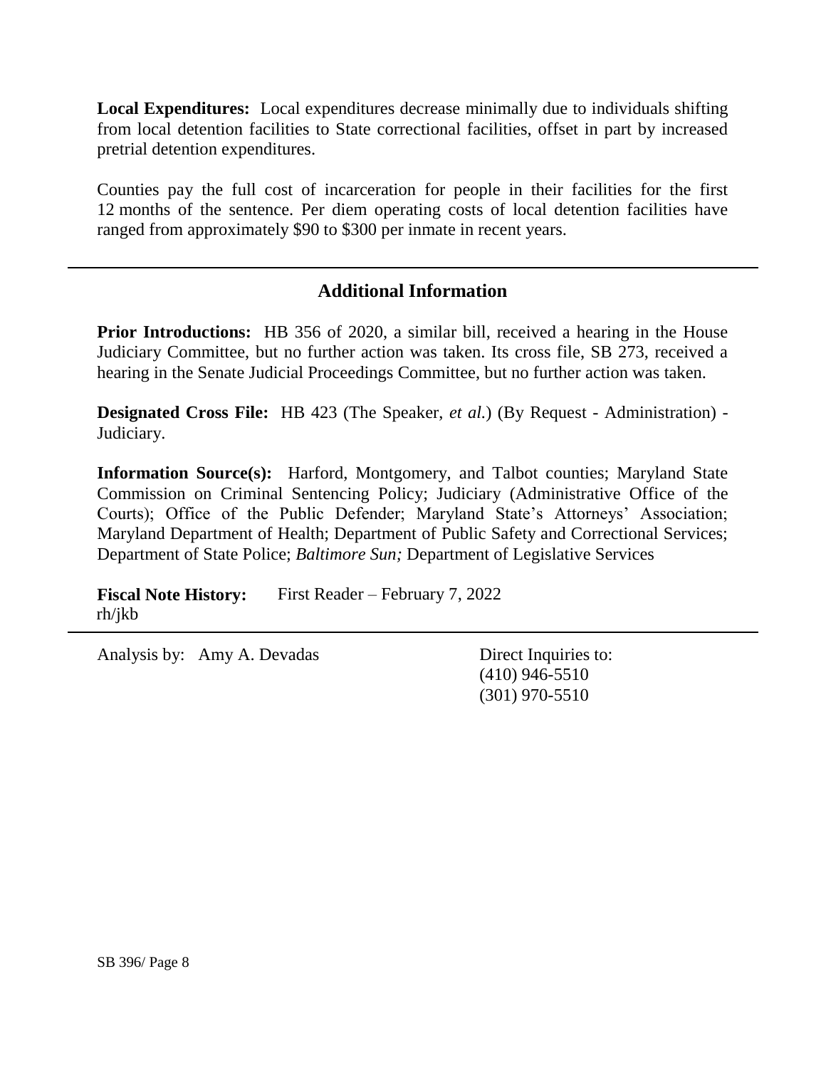**Local Expenditures:** Local expenditures decrease minimally due to individuals shifting from local detention facilities to State correctional facilities, offset in part by increased pretrial detention expenditures.

Counties pay the full cost of incarceration for people in their facilities for the first 12 months of the sentence. Per diem operating costs of local detention facilities have ranged from approximately $90 to $300 per inmate in recent years.

---

## Additional Information

**Prior Introductions:** HB 356 of 2020, a similar bill, received a hearing in the House Judiciary Committee, but no further action was taken. Its cross file, SB 273, received a hearing in the Senate Judicial Proceedings Committee, but no further action was taken.

**Designated Cross File:** HB 423 (The Speaker, *et al.*) (By Request - Administration) - Judiciary.

**Information Source(s):** Harford, Montgomery, and Talbot counties; Maryland State Commission on Criminal Sentencing Policy; Judiciary (Administrative Office of the Courts); Office of the Public Defender; Maryland State's Attorneys' Association; Maryland Department of Health; Department of Public Safety and Correctional Services; Department of State Police; *Baltimore Sun;* Department of Legislative Services

**Fiscal Note History:** First Reader – February 7, 2022
rh/jkb

---

Analysis by: Amy A. Devadas

Direct Inquiries to:
(410) 946-5510
(301) 970-5510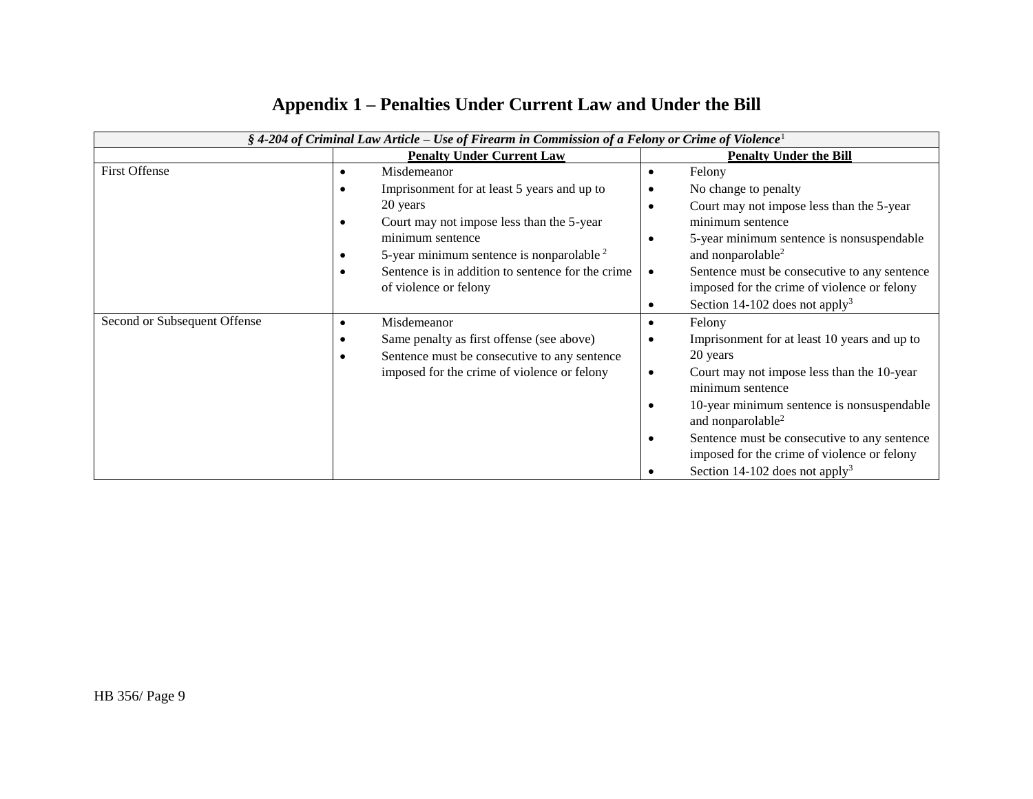# Appendix 1 – Penalties Under Current Law and Under the Bill

| *§ 4-204 of Criminal Law Article – Use of Firearm in Commission of a Felony or Crime of Violence*[1] | | |
|---|---|---|
| | **Penalty Under Current Law** | **Penalty Under the Bill** |
| First Offense | • Misdemeanor<br>• Imprisonment for at least 5 years and up to 20 years<br>• Court may not impose less than the 5-year minimum sentence<br>• 5-year minimum sentence is nonparolable [2]<br>• Sentence is in addition to sentence for the crime of violence or felony | • Felony<br>• No change to penalty<br>• Court may not impose less than the 5-year minimum sentence<br>• 5-year minimum sentence is nonsuspendable and nonparolable[2]<br>• Sentence must be consecutive to any sentence imposed for the crime of violence or felony<br>• Section 14-102 does not apply[3] |
| Second or Subsequent Offense | • Misdemeanor<br>• Same penalty as first offense (see above)<br>• Sentence must be consecutive to any sentence imposed for the crime of violence or felony | • Felony<br>• Imprisonment for at least 10 years and up to 20 years<br>• Court may not impose less than the 10-year minimum sentence<br>• 10-year minimum sentence is nonsuspendable and nonparolable[2]<br>• Sentence must be consecutive to any sentence imposed for the crime of violence or felony<br>• Section 14-102 does not apply[3] |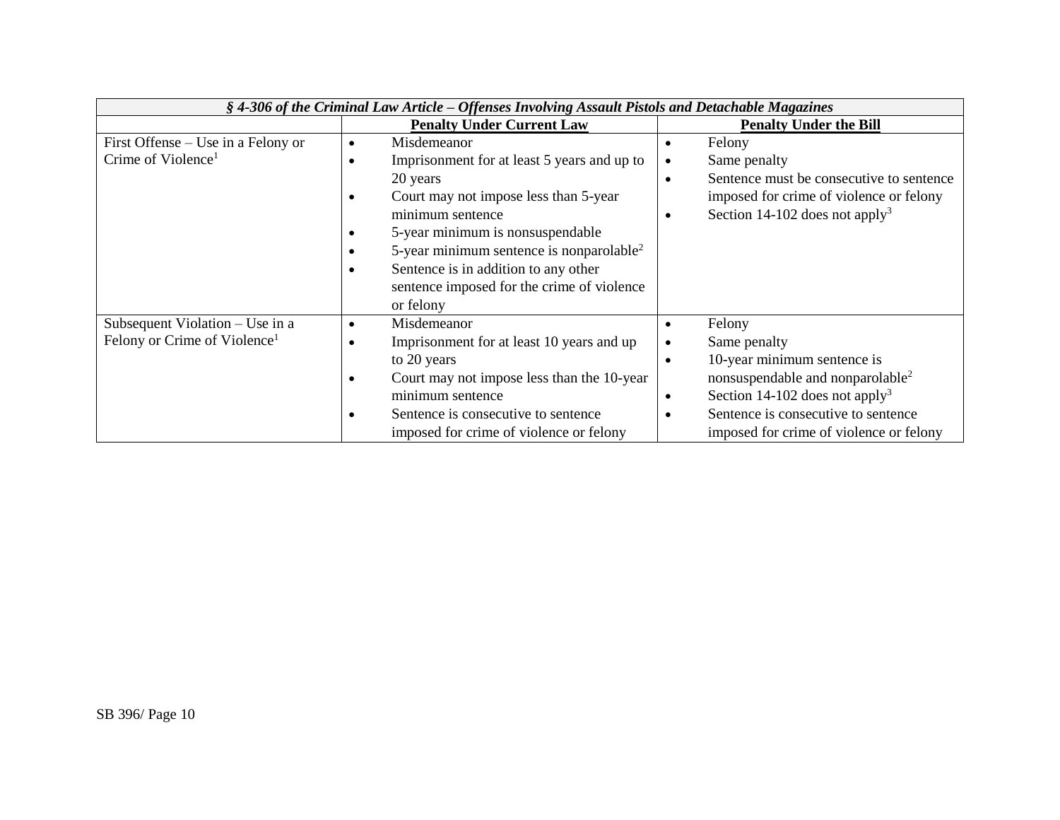| *§ 4-306 of the Criminal Law Article – Offenses Involving Assault Pistols and Detachable Magazines* | | |
|---|---|---|
| | **Penalty Under Current Law** | **Penalty Under the Bill** |
| First Offense – Use in a Felony or Crime of Violence[1] | • Misdemeanor<br>• Imprisonment for at least 5 years and up to 20 years<br>• Court may not impose less than 5-year minimum sentence<br>• 5-year minimum is nonsuspendable<br>• 5-year minimum sentence is nonparolable[2]<br>• Sentence is in addition to any other sentence imposed for the crime of violence or felony | • Felony<br>• Same penalty<br>• Sentence must be consecutive to sentence imposed for crime of violence or felony<br>• Section 14-102 does not apply[3] |
| Subsequent Violation – Use in a Felony or Crime of Violence[1] | • Misdemeanor<br>• Imprisonment for at least 10 years and up to 20 years<br>• Court may not impose less than the 10-year minimum sentence<br>• Sentence is consecutive to sentence imposed for crime of violence or felony | • Felony<br>• Same penalty<br>• 10-year minimum sentence is nonsuspendable and nonparolable[2]<br>• Section 14-102 does not apply[3]<br>• Sentence is consecutive to sentence imposed for crime of violence or felony |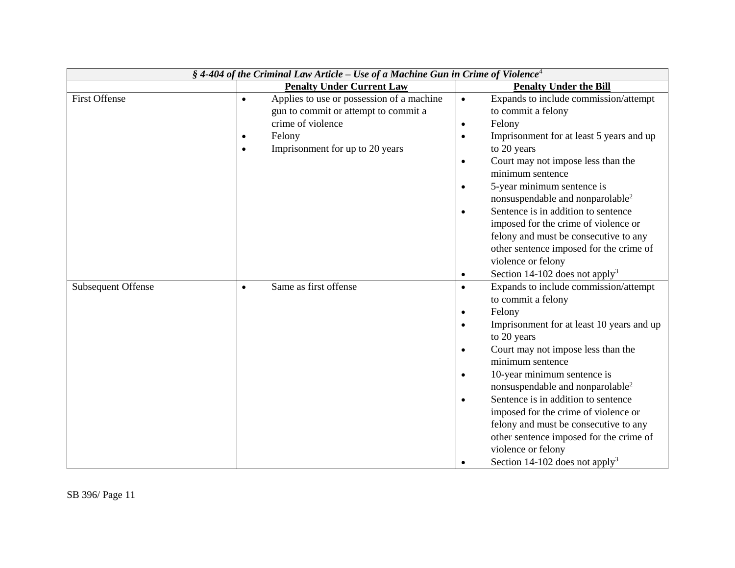| *§ 4-404 of the Criminal Law Article – Use of a Machine Gun in Crime of Violence*[4] | | |
|---|---|---|
| | **Penalty Under Current Law** | **Penalty Under the Bill** |
| First Offense | • Applies to use or possession of a machine gun to commit or attempt to commit a crime of violence<br>• Felony<br>• Imprisonment for up to 20 years | • Expands to include commission/attempt to commit a felony<br>• Felony<br>• Imprisonment for at least 5 years and up to 20 years<br>• Court may not impose less than the minimum sentence<br>• 5-year minimum sentence is nonsuspendable and nonparolable[2]<br>• Sentence is in addition to sentence imposed for the crime of violence or felony and must be consecutive to any other sentence imposed for the crime of violence or felony<br>• Section 14-102 does not apply[3] |
| Subsequent Offense | • Same as first offense | • Expands to include commission/attempt to commit a felony<br>• Felony<br>• Imprisonment for at least 10 years and up to 20 years<br>• Court may not impose less than the minimum sentence<br>• 10-year minimum sentence is nonsuspendable and nonparolable[2]<br>• Sentence is in addition to sentence imposed for the crime of violence or felony and must be consecutive to any other sentence imposed for the crime of violence or felony<br>• Section 14-102 does not apply[3] |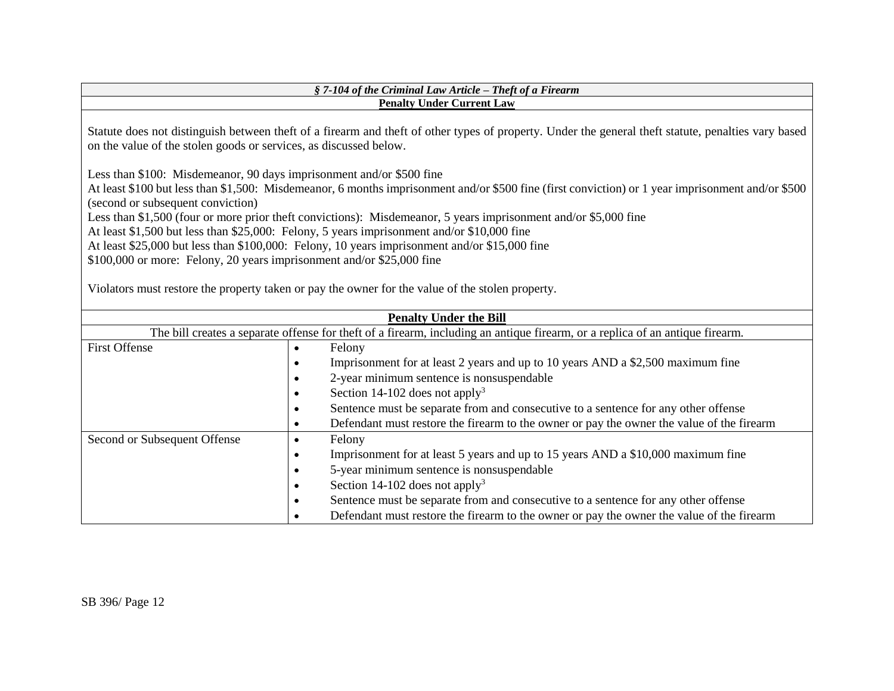| *§ 7-104 of the Criminal Law Article – Theft of a Firearm* | |
|---|---|
| **Penalty Under Current Law** | |
| Statute does not distinguish between theft of a firearm and theft of other types of property. Under the general theft statute, penalties vary based on the value of the stolen goods or services, as discussed below.<br><br>Less than $100: Misdemeanor, 90 days imprisonment and/or $500 fine<br>At least $100 but less than $1,500: Misdemeanor, 6 months imprisonment and/or $500 fine (first conviction) or 1 year imprisonment and/or $500 (second or subsequent conviction)<br>Less than $1,500 (four or more prior theft convictions): Misdemeanor, 5 years imprisonment and/or $5,000 fine<br>At least $1,500 but less than $25,000: Felony, 5 years imprisonment and/or $10,000 fine<br>At least $25,000 but less than $100,000: Felony, 10 years imprisonment and/or $15,000 fine<br>$100,000 or more: Felony, 20 years imprisonment and/or $25,000 fine<br><br>Violators must restore the property taken or pay the owner for the value of the stolen property. | |
| **Penalty Under the Bill** | |
| The bill creates a separate offense for theft of a firearm, including an antique firearm, or a replica of an antique firearm. | |
| First Offense | • Felony<br>• Imprisonment for at least 2 years and up to 10 years AND a $2,500 maximum fine<br>• 2-year minimum sentence is nonsuspendable<br>• Section 14-102 does not apply[3]<br>• Sentence must be separate from and consecutive to a sentence for any other offense<br>• Defendant must restore the firearm to the owner or pay the owner the value of the firearm |
| Second or Subsequent Offense | • Felony<br>• Imprisonment for at least 5 years and up to 15 years AND a $10,000 maximum fine<br>• 5-year minimum sentence is nonsuspendable<br>• Section 14-102 does not apply[3]<br>• Sentence must be separate from and consecutive to a sentence for any other offense<br>• Defendant must restore the firearm to the owner or pay the owner the value of the firearm |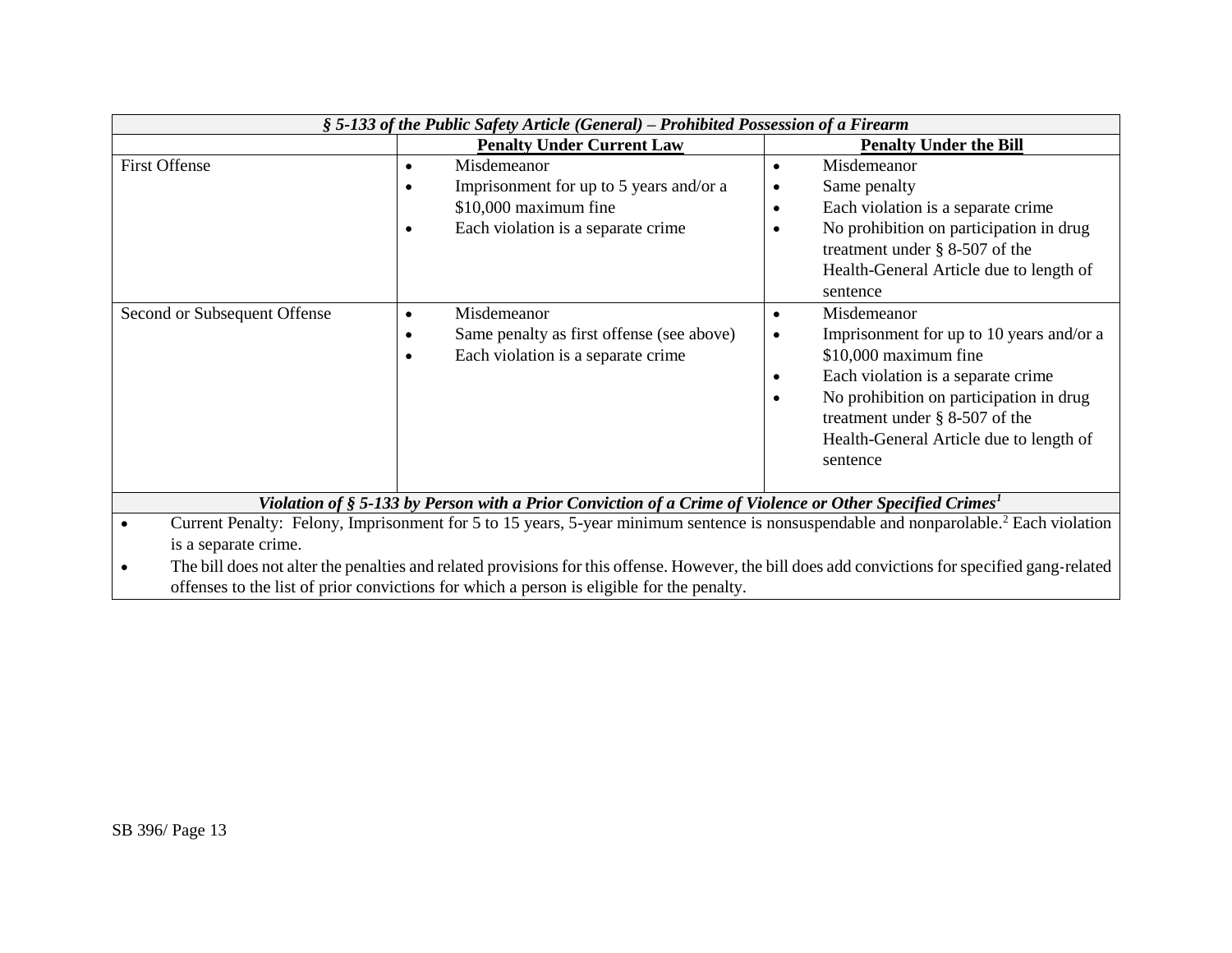| *§ 5-133 of the Public Safety Article (General) – Prohibited Possession of a Firearm* | | |
|---|---|---|
| | **Penalty Under Current Law** | **Penalty Under the Bill** |
| First Offense | • Misdemeanor<br>• Imprisonment for up to 5 years and/or a $10,000 maximum fine<br>• Each violation is a separate crime | • Misdemeanor<br>• Same penalty<br>• Each violation is a separate crime<br>• No prohibition on participation in drug treatment under § 8-507 of the Health-General Article due to length of sentence |
| Second or Subsequent Offense | • Misdemeanor<br>• Same penalty as first offense (see above)<br>• Each violation is a separate crime | • Misdemeanor<br>• Imprisonment for up to 10 years and/or a $10,000 maximum fine<br>• Each violation is a separate crime<br>• No prohibition on participation in drug treatment under § 8-507 of the Health-General Article due to length of sentence |
| ***Violation of § 5-133 by Person with a Prior Conviction of a Crime of Violence or Other Specified Crimes[1]*** | | |
| • Current Penalty: Felony, Imprisonment for 5 to 15 years, 5-year minimum sentence is nonsuspendable and nonparolable.[2] Each violation is a separate crime.<br>• The bill does not alter the penalties and related provisions for this offense. However, the bill does add convictions for specified gang-related offenses to the list of prior convictions for which a person is eligible for the penalty. | | |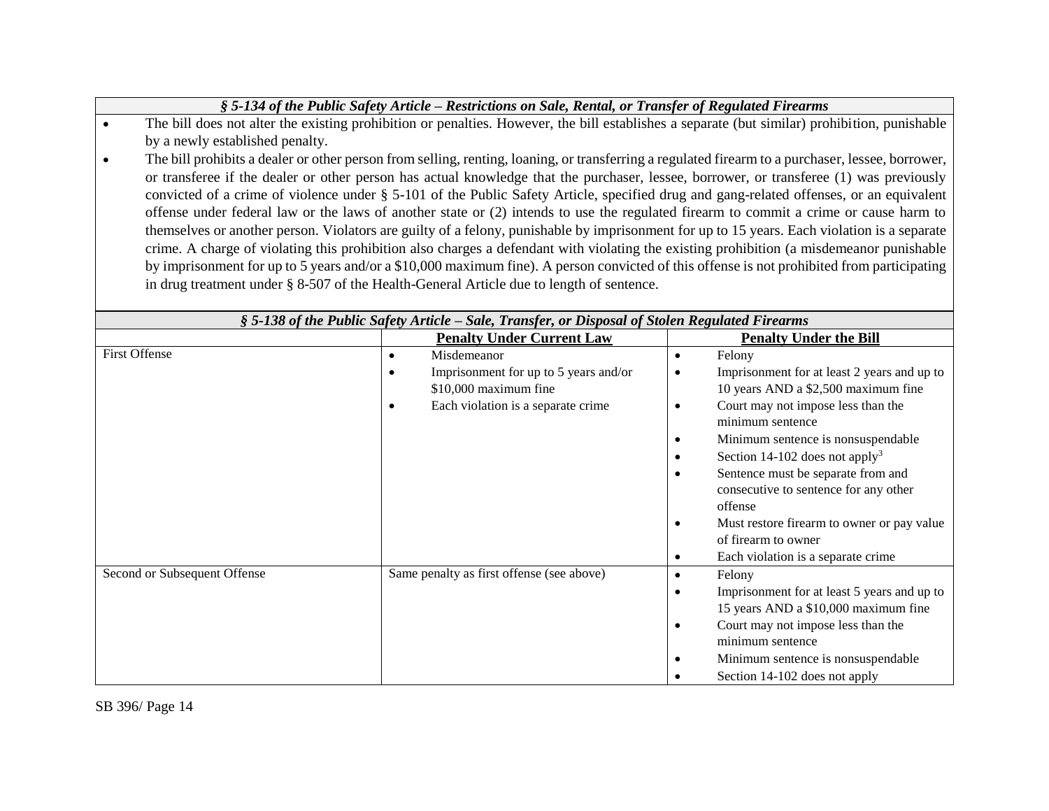***§ 5-134 of the Public Safety Article – Restrictions on Sale, Rental, or Transfer of Regulated Firearms***

- The bill does not alter the existing prohibition or penalties. However, the bill establishes a separate (but similar) prohibition, punishable by a newly established penalty.
- The bill prohibits a dealer or other person from selling, renting, loaning, or transferring a regulated firearm to a purchaser, lessee, borrower, or transferee if the dealer or other person has actual knowledge that the purchaser, lessee, borrower, or transferee (1) was previously convicted of a crime of violence under § 5-101 of the Public Safety Article, specified drug and gang-related offenses, or an equivalent offense under federal law or the laws of another state or (2) intends to use the regulated firearm to commit a crime or cause harm to themselves or another person. Violators are guilty of a felony, punishable by imprisonment for up to 15 years. Each violation is a separate crime. A charge of violating this prohibition also charges a defendant with violating the existing prohibition (a misdemeanor punishable by imprisonment for up to 5 years and/or a $10,000 maximum fine). A person convicted of this offense is not prohibited from participating in drug treatment under § 8-507 of the Health-General Article due to length of sentence.

***§ 5-138 of the Public Safety Article – Sale, Transfer, or Disposal of Stolen Regulated Firearms***

| | **Penalty Under Current Law** | **Penalty Under the Bill** |
|---|---|---|
| First Offense | • Misdemeanor<br>• Imprisonment for up to 5 years and/or $10,000 maximum fine<br>• Each violation is a separate crime | • Felony<br>• Imprisonment for at least 2 years and up to 10 years AND a $2,500 maximum fine<br>• Court may not impose less than the minimum sentence<br>• Minimum sentence is nonsuspendable<br>• Section 14-102 does not apply[3]<br>• Sentence must be separate from and consecutive to sentence for any other offense<br>• Must restore firearm to owner or pay value of firearm to owner<br>• Each violation is a separate crime |
| Second or Subsequent Offense | Same penalty as first offense (see above) | • Felony<br>• Imprisonment for at least 5 years and up to 15 years AND a $10,000 maximum fine<br>• Court may not impose less than the minimum sentence<br>• Minimum sentence is nonsuspendable<br>• Section 14-102 does not apply |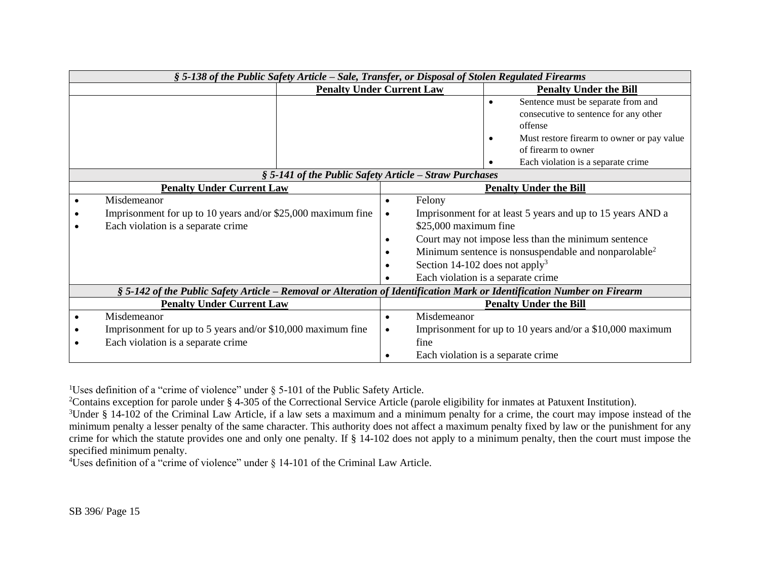| *§ 5-138 of the Public Safety Article – Sale, Transfer, or Disposal of Stolen Regulated Firearms* | |
|---|---|
| **Penalty Under Current Law** | **Penalty Under the Bill** |
| | • Sentence must be separate from and consecutive to sentence for any other offense<br>• Must restore firearm to owner or pay value of firearm to owner<br>• Each violation is a separate crime |

| *§ 5-141 of the Public Safety Article – Straw Purchases* | |
|---|---|
| **Penalty Under Current Law** | **Penalty Under the Bill** |
| • Misdemeanor<br>• Imprisonment for up to 10 years and/or $25,000 maximum fine<br>• Each violation is a separate crime | • Felony<br>• Imprisonment for at least 5 years and up to 15 years AND a $25,000 maximum fine<br>• Court may not impose less than the minimum sentence<br>• Minimum sentence is nonsuspendable and nonparolable[2]<br>• Section 14-102 does not apply[3]<br>• Each violation is a separate crime |

| *§ 5-142 of the Public Safety Article – Removal or Alteration of Identification Mark or Identification Number on Firearm* | |
|---|---|
| **Penalty Under Current Law** | **Penalty Under the Bill** |
| • Misdemeanor<br>• Imprisonment for up to 5 years and/or $10,000 maximum fine<br>• Each violation is a separate crime | • Misdemeanor<br>• Imprisonment for up to 10 years and/or a $10,000 maximum fine<br>• Each violation is a separate crime |

[1]Uses definition of a "crime of violence" under § 5-101 of the Public Safety Article.

[2]Contains exception for parole under § 4-305 of the Correctional Service Article (parole eligibility for inmates at Patuxent Institution).

[3]Under § 14-102 of the Criminal Law Article, if a law sets a maximum and a minimum penalty for a crime, the court may impose instead of the minimum penalty a lesser penalty of the same character. This authority does not affect a maximum penalty fixed by law or the punishment for any crime for which the statute provides one and only one penalty. If § 14-102 does not apply to a minimum penalty, then the court must impose the specified minimum penalty.

[4]Uses definition of a "crime of violence" under § 14-101 of the Criminal Law Article.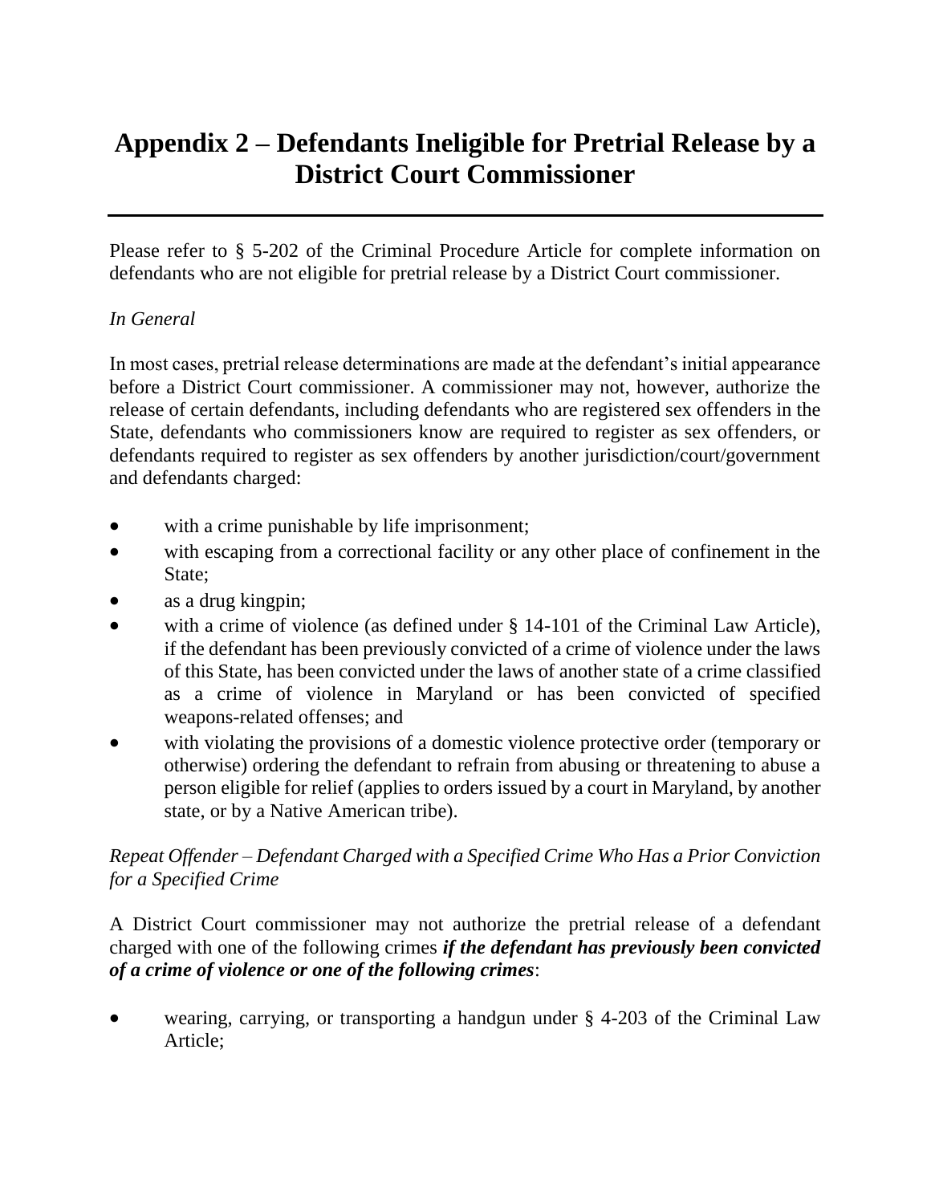# Appendix 2 – Defendants Ineligible for Pretrial Release by a District Court Commissioner

Please refer to § 5-202 of the Criminal Procedure Article for complete information on defendants who are not eligible for pretrial release by a District Court commissioner.

*In General*

In most cases, pretrial release determinations are made at the defendant's initial appearance before a District Court commissioner. A commissioner may not, however, authorize the release of certain defendants, including defendants who are registered sex offenders in the State, defendants who commissioners know are required to register as sex offenders, or defendants required to register as sex offenders by another jurisdiction/court/government and defendants charged:

- with a crime punishable by life imprisonment;
- with escaping from a correctional facility or any other place of confinement in the State;
- as a drug kingpin;
- with a crime of violence (as defined under § 14-101 of the Criminal Law Article), if the defendant has been previously convicted of a crime of violence under the laws of this State, has been convicted under the laws of another state of a crime classified as a crime of violence in Maryland or has been convicted of specified weapons-related offenses; and
- with violating the provisions of a domestic violence protective order (temporary or otherwise) ordering the defendant to refrain from abusing or threatening to abuse a person eligible for relief (applies to orders issued by a court in Maryland, by another state, or by a Native American tribe).

*Repeat Offender – Defendant Charged with a Specified Crime Who Has a Prior Conviction for a Specified Crime*

A District Court commissioner may not authorize the pretrial release of a defendant charged with one of the following crimes ***if the defendant has previously been convicted of a crime of violence or one of the following crimes***:

- wearing, carrying, or transporting a handgun under § 4-203 of the Criminal Law Article;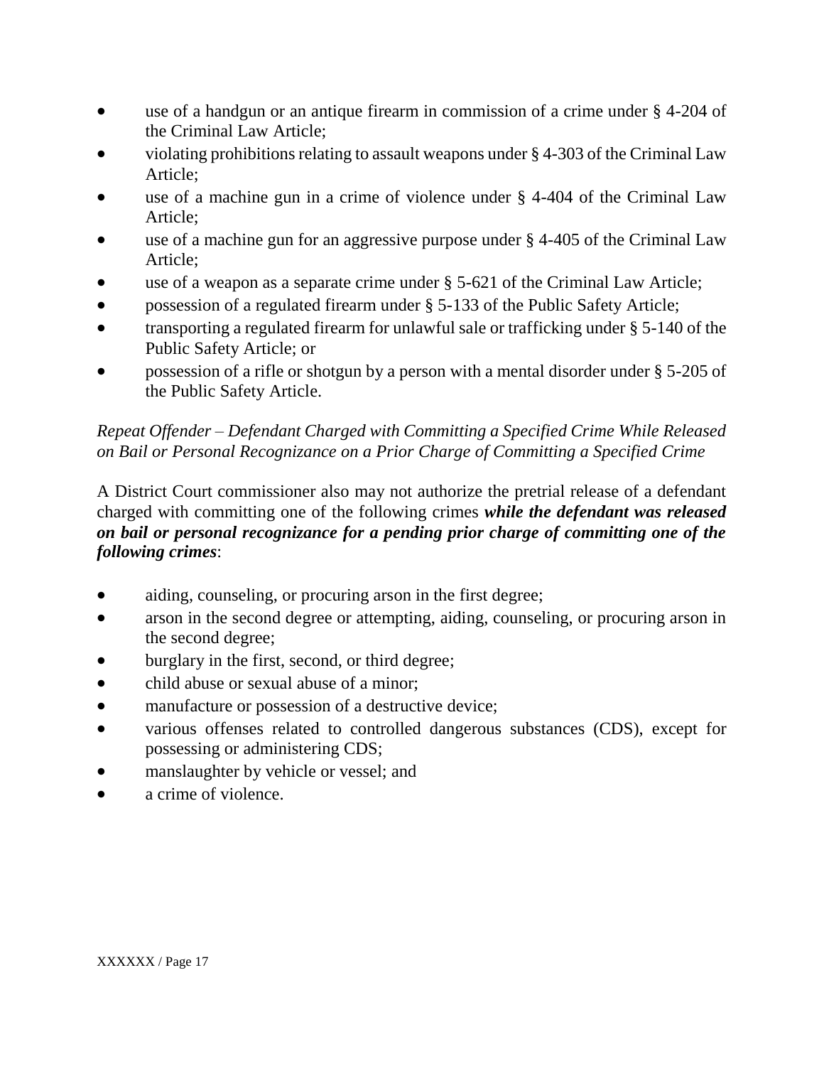- use of a handgun or an antique firearm in commission of a crime under § 4-204 of the Criminal Law Article;
- violating prohibitions relating to assault weapons under § 4-303 of the Criminal Law Article;
- use of a machine gun in a crime of violence under § 4-404 of the Criminal Law Article;
- use of a machine gun for an aggressive purpose under § 4-405 of the Criminal Law Article;
- use of a weapon as a separate crime under § 5-621 of the Criminal Law Article;
- possession of a regulated firearm under § 5-133 of the Public Safety Article;
- transporting a regulated firearm for unlawful sale or trafficking under § 5-140 of the Public Safety Article; or
- possession of a rifle or shotgun by a person with a mental disorder under § 5-205 of the Public Safety Article.

*Repeat Offender – Defendant Charged with Committing a Specified Crime While Released on Bail or Personal Recognizance on a Prior Charge of Committing a Specified Crime*

A District Court commissioner also may not authorize the pretrial release of a defendant charged with committing one of the following crimes ***while the defendant was released on bail or personal recognizance for a pending prior charge of committing one of the following crimes***:

- aiding, counseling, or procuring arson in the first degree;
- arson in the second degree or attempting, aiding, counseling, or procuring arson in the second degree;
- burglary in the first, second, or third degree;
- child abuse or sexual abuse of a minor;
- manufacture or possession of a destructive device;
- various offenses related to controlled dangerous substances (CDS), except for possessing or administering CDS;
- manslaughter by vehicle or vessel; and
- a crime of violence.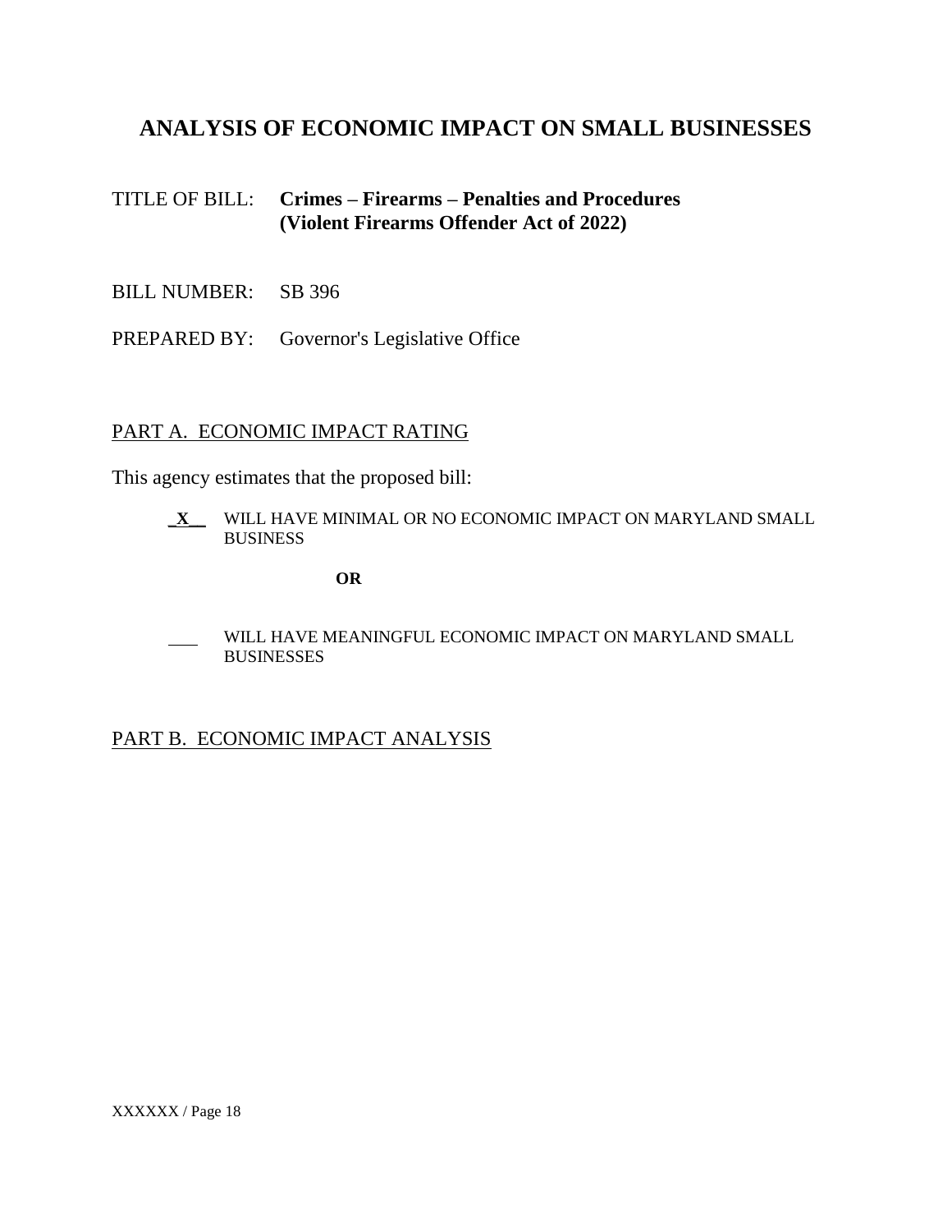# ANALYSIS OF ECONOMIC IMPACT ON SMALL BUSINESSES

TITLE OF BILL: **Crimes – Firearms – Penalties and Procedures (Violent Firearms Offender Act of 2022)**

BILL NUMBER: SB 396

PREPARED BY: Governor's Legislative Office

## PART A. ECONOMIC IMPACT RATING

This agency estimates that the proposed bill:

**_X__** WILL HAVE MINIMAL OR NO ECONOMIC IMPACT ON MARYLAND SMALL BUSINESS

**OR**

___ WILL HAVE MEANINGFUL ECONOMIC IMPACT ON MARYLAND SMALL BUSINESSES

## PART B. ECONOMIC IMPACT ANALYSIS

XXXXXX / Page 18